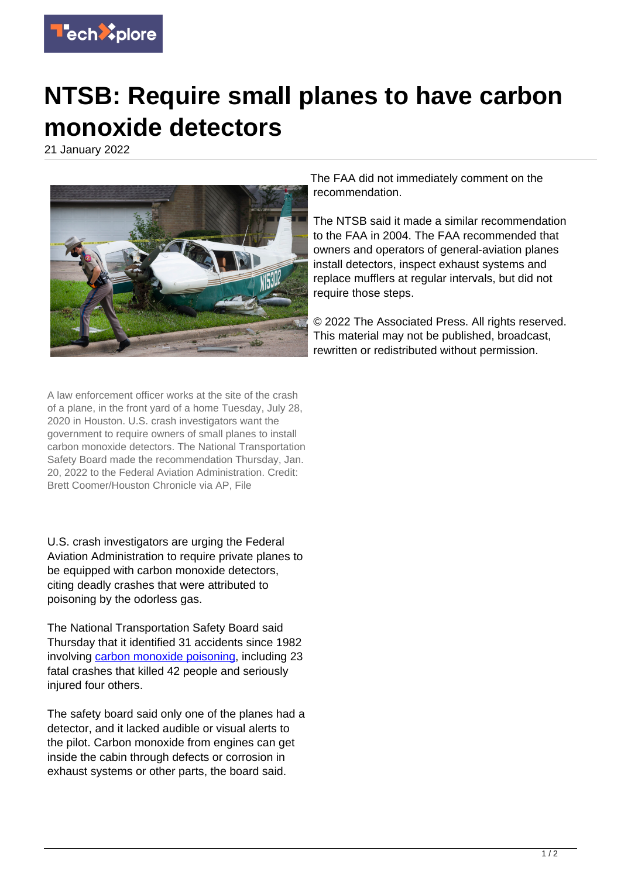# NTSB: Require small planes to have carbon monoxide detectors

21 January 2022

A law enforcement officer works at the site of the crash of a plane, in the front yard of a home Tuesday, July 28, 2020 in Houston. U.S. crash investigators want the government to require owners of small planes to install carbon monoxide detectors. The National Transportation Safety Board made the recommendation Thursday, Jan. 20, 2022 to the Federal Aviation Administration. Credit: Brett Coomer/Houston Chronicle via AP, File

U.S. crash investigators are urging the Federal Aviation Administration to require private planes to be equipped with carbon monoxide detectors, citing deadly crashes that were attributed to poisoning by the odorless gas.

The National Transportation Safety Board said Thursday that it identified 31 accidents since 1982 involving carbon monoxide poisoning, including 23 fatal crashes that killed 42 people and seriously injured four others.

The safety board said only one of the planes had a detector, and it lacked audible or visual alerts to the pilot. Carbon monoxide from engines can get inside the cabin through defects or corrosion in exhaust systems or other parts, the board said.

The FAA did not immediately comment on the recommendation.

The NTSB said it made a similar recommendation to the FAA in 2004. The FAA recommended that owners and operators of general-aviation planes install detectors, inspect exhaust systems and replace mufflers at regular intervals, but did not require those steps.

© 2022 The Associated Press. All rights reserved. This material may not be published, broadcast, rewritten or redistributed without permission.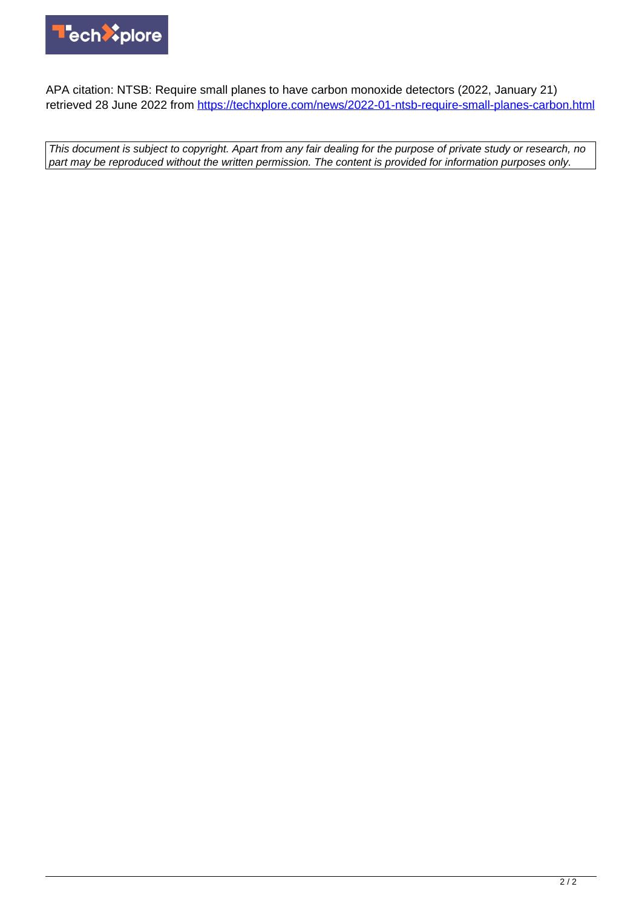APA citation: NTSB: Require small planes to have carbon monoxide detectors (2022, January 21) retrieved 28 June 2022 from https://techxplore.com/news/2022-01-ntsb-require-small-planes-carbon.html

*This document is subject to copyright. Apart from any fair dealing for the purpose of private study or research, no part may be reproduced without the written permission. The content is provided for information purposes only.*